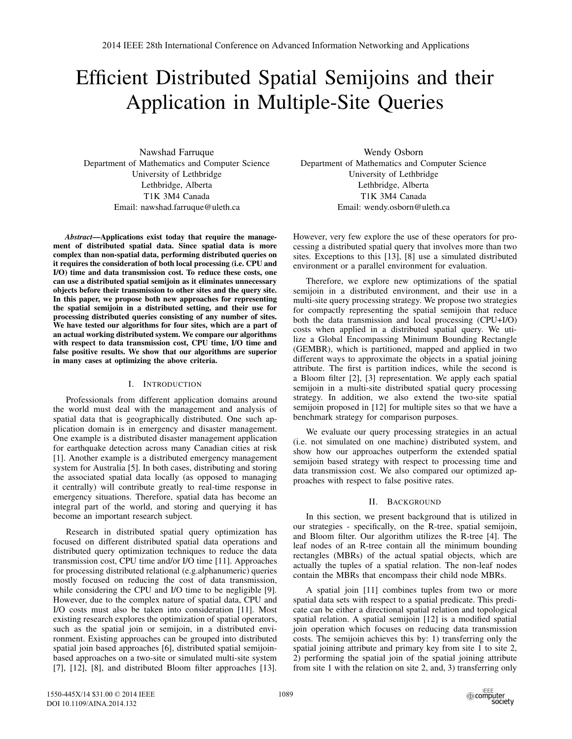# Efficient Distributed Spatial Semijoins and their Application in Multiple-Site Queries

Nawshad Farruque
Department of Mathematics and Computer Science
University of Lethbridge
Lethbridge, Alberta
T1K 3M4 Canada
Email: nawshad.farruque@uleth.ca

Wendy Osborn
Department of Mathematics and Computer Science
University of Lethbridge
Lethbridge, Alberta
T1K 3M4 Canada
Email: wendy.osborn@uleth.ca

***Abstract*—Applications exist today that require the management of distributed spatial data. Since spatial data is more complex than non-spatial data, performing distributed queries on it requires the consideration of both local processing (i.e. CPU and I/O) time and data transmission cost. To reduce these costs, one can use a distributed spatial semijoin as it eliminates unnecessary objects before their transmission to other sites and the query site. In this paper, we propose both new approaches for representing the spatial semijoin in a distributed setting, and their use for processing distributed queries consisting of any number of sites. We have tested our algorithms for four sites, which are a part of an actual working distributed system. We compare our algorithms with respect to data transmission cost, CPU time, I/O time and false positive results. We show that our algorithms are superior in many cases at optimizing the above criteria.**

## I. Introduction

Professionals from different application domains around the world must deal with the management and analysis of spatial data that is geographically distributed. One such application domain is in emergency and disaster management. One example is a distributed disaster management application for earthquake detection across many Canadian cities at risk [1]. Another example is a distributed emergency management system for Australia [5]. In both cases, distributing and storing the associated spatial data locally (as opposed to managing it centrally) will contribute greatly to real-time response in emergency situations. Therefore, spatial data has become an integral part of the world, and storing and querying it has become an important research subject.

Research in distributed spatial query optimization has focused on different distributed spatial data operations and distributed query optimization techniques to reduce the data transmission cost, CPU time and/or I/O time [11]. Approaches for processing distributed relational (e.g.alphanumeric) queries mostly focused on reducing the cost of data transmission, while considering the CPU and I/O time to be negligible [9]. However, due to the complex nature of spatial data, CPU and I/O costs must also be taken into consideration [11]. Most existing research explores the optimization of spatial operators, such as the spatial join or semijoin, in a distributed environment. Existing approaches can be grouped into distributed spatial join based approaches [6], distributed spatial semijoin-based approaches on a two-site or simulated multi-site system [7], [12], [8], and distributed Bloom filter approaches [13]. However, very few explore the use of these operators for processing a distributed spatial query that involves more than two sites. Exceptions to this [13], [8] use a simulated distributed environment or a parallel environment for evaluation.

Therefore, we explore new optimizations of the spatial semijoin in a distributed environment, and their use in a multi-site query processing strategy. We propose two strategies for compactly representing the spatial semijoin that reduce both the data transmission and local processing (CPU+I/O) costs when applied in a distributed spatial query. We utilize a Global Encompassing Minimum Bounding Rectangle (GEMBR), which is partitioned, mapped and applied in two different ways to approximate the objects in a spatial joining attribute. The first is partition indices, while the second is a Bloom filter [2], [3] representation. We apply each spatial semijoin in a multi-site distributed spatial query processing strategy. In addition, we also extend the two-site spatial semijoin proposed in [12] for multiple sites so that we have a benchmark strategy for comparison purposes.

We evaluate our query processing strategies in an actual (i.e. not simulated on one machine) distributed system, and show how our approaches outperform the extended spatial semijoin based strategy with respect to processing time and data transmission cost. We also compared our optimized approaches with respect to false positive rates.

## II. Background

In this section, we present background that is utilized in our strategies - specifically, on the R-tree, spatial semijoin, and Bloom filter. Our algorithm utilizes the R-tree [4]. The leaf nodes of an R-tree contain all the minimum bounding rectangles (MBRs) of the actual spatial objects, which are actually the tuples of a spatial relation. The non-leaf nodes contain the MBRs that encompass their child node MBRs.

A spatial join [11] combines tuples from two or more spatial data sets with respect to a spatial predicate. This predicate can be either a directional spatial relation and topological spatial relation. A spatial semijoin [12] is a modified spatial join operation which focuses on reducing data transmission costs. The semijoin achieves this by: 1) transferring only the spatial joining attribute and primary key from site 1 to site 2, 2) performing the spatial join of the spatial joining attribute from site 1 with the relation on site 2, and, 3) transferring only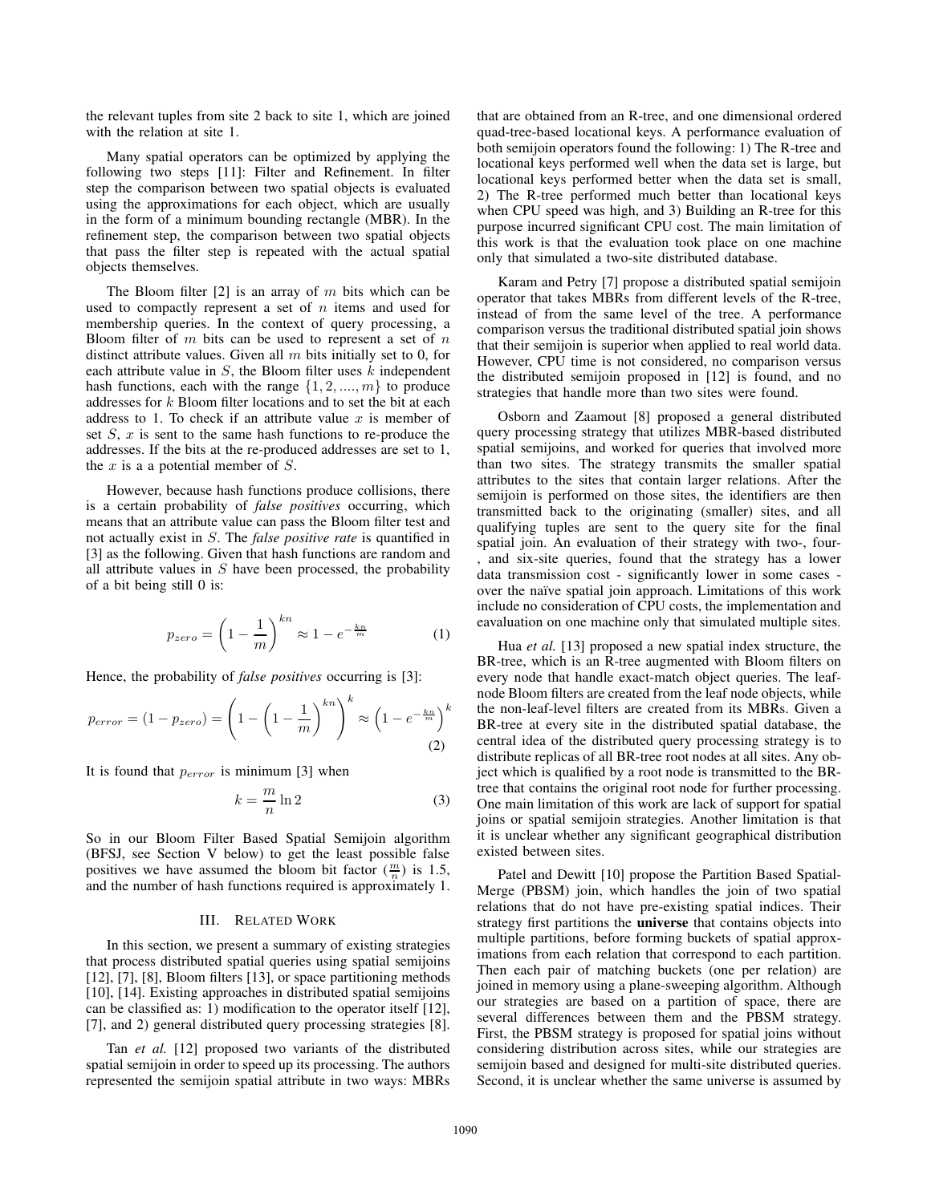the relevant tuples from site 2 back to site 1, which are joined with the relation at site 1.

Many spatial operators can be optimized by applying the following two steps [11]: Filter and Refinement. In filter step the comparison between two spatial objects is evaluated using the approximations for each object, which are usually in the form of a minimum bounding rectangle (MBR). In the refinement step, the comparison between two spatial objects that pass the filter step is repeated with the actual spatial objects themselves.

The Bloom filter [2] is an array of $m$ bits which can be used to compactly represent a set of $n$ items and used for membership queries. In the context of query processing, a Bloom filter of $m$ bits can be used to represent a set of $n$ distinct attribute values. Given all $m$ bits initially set to 0, for each attribute value in $S$, the Bloom filter uses $k$ independent hash functions, each with the range $\{1, 2, ...., m\}$ to produce addresses for $k$ Bloom filter locations and to set the bit at each address to 1. To check if an attribute value $x$ is member of set $S$, $x$ is sent to the same hash functions to re-produce the addresses. If the bits at the re-produced addresses are set to 1, the $x$ is a a potential member of $S$.

However, because hash functions produce collisions, there is a certain probability of *false positives* occurring, which means that an attribute value can pass the Bloom filter test and not actually exist in $S$. The *false positive rate* is quantified in [3] as the following. Given that hash functions are random and all attribute values in $S$ have been processed, the probability of a bit being still 0 is:

$$p_{zero} = \left(1 - \frac{1}{m}\right)^{kn} \approx 1 - e^{-\frac{kn}{m}} \tag{1}$$

Hence, the probability of *false positives* occurring is [3]:

$$p_{error} = (1 - p_{zero}) = \left(1 - \left(1 - \frac{1}{m}\right)^{kn}\right)^{k} \approx \left(1 - e^{-\frac{kn}{m}}\right)^{k} \tag{2}$$

It is found that $p_{error}$ is minimum [3] when

$$k = \frac{m}{n} \ln 2 \tag{3}$$

So in our Bloom Filter Based Spatial Semijoin algorithm (BFSJ, see Section V below) to get the least possible false positives we have assumed the bloom bit factor ($\frac{m}{n}$) is 1.5, and the number of hash functions required is approximately 1.

## III. Related Work

In this section, we present a summary of existing strategies that process distributed spatial queries using spatial semijoins [12], [7], [8], Bloom filters [13], or space partitioning methods [10], [14]. Existing approaches in distributed spatial semijoins can be classified as: 1) modification to the operator itself [12], [7], and 2) general distributed query processing strategies [8].

Tan *et al.* [12] proposed two variants of the distributed spatial semijoin in order to speed up its processing. The authors represented the semijoin spatial attribute in two ways: MBRs that are obtained from an R-tree, and one dimensional ordered quad-tree-based locational keys. A performance evaluation of both semijoin operators found the following: 1) The R-tree and locational keys performed well when the data set is large, but locational keys performed better when the data set is small, 2) The R-tree performed much better than locational keys when CPU speed was high, and 3) Building an R-tree for this purpose incurred significant CPU cost. The main limitation of this work is that the evaluation took place on one machine only that simulated a two-site distributed database.

Karam and Petry [7] propose a distributed spatial semijoin operator that takes MBRs from different levels of the R-tree, instead of from the same level of the tree. A performance comparison versus the traditional distributed spatial join shows that their semijoin is superior when applied to real world data. However, CPU time is not considered, no comparison versus the distributed semijoin proposed in [12] is found, and no strategies that handle more than two sites were found.

Osborn and Zaamout [8] proposed a general distributed query processing strategy that utilizes MBR-based distributed spatial semijoins, and worked for queries that involved more than two sites. The strategy transmits the smaller spatial attributes to the sites that contain larger relations. After the semijoin is performed on those sites, the identifiers are then transmitted back to the originating (smaller) sites, and all qualifying tuples are sent to the query site for the final spatial join. An evaluation of their strategy with two-, four-, and six-site queries, found that the strategy has a lower data transmission cost - significantly lower in some cases - over the naïve spatial join approach. Limitations of this work include no consideration of CPU costs, the implementation and eavaluation on one machine only that simulated multiple sites.

Hua *et al.* [13] proposed a new spatial index structure, the BR-tree, which is an R-tree augmented with Bloom filters on every node that handle exact-match object queries. The leaf-node Bloom filters are created from the leaf node objects, while the non-leaf-level filters are created from its MBRs. Given a BR-tree at every site in the distributed spatial database, the central idea of the distributed query processing strategy is to distribute replicas of all BR-tree root nodes at all sites. Any object which is qualified by a root node is transmitted to the BR-tree that contains the original root node for further processing. One main limitation of this work are lack of support for spatial joins or spatial semijoin strategies. Another limitation is that it is unclear whether any significant geographical distribution existed between sites.

Patel and Dewitt [10] propose the Partition Based Spatial-Merge (PBSM) join, which handles the join of two spatial relations that do not have pre-existing spatial indices. Their strategy first partitions the **universe** that contains objects into multiple partitions, before forming buckets of spatial approximations from each relation that correspond to each partition. Then each pair of matching buckets (one per relation) are joined in memory using a plane-sweeping algorithm. Although our strategies are based on a partition of space, there are several differences between them and the PBSM strategy. First, the PBSM strategy is proposed for spatial joins without considering distribution across sites, while our strategies are semijoin based and designed for multi-site distributed queries. Second, it is unclear whether the same universe is assumed by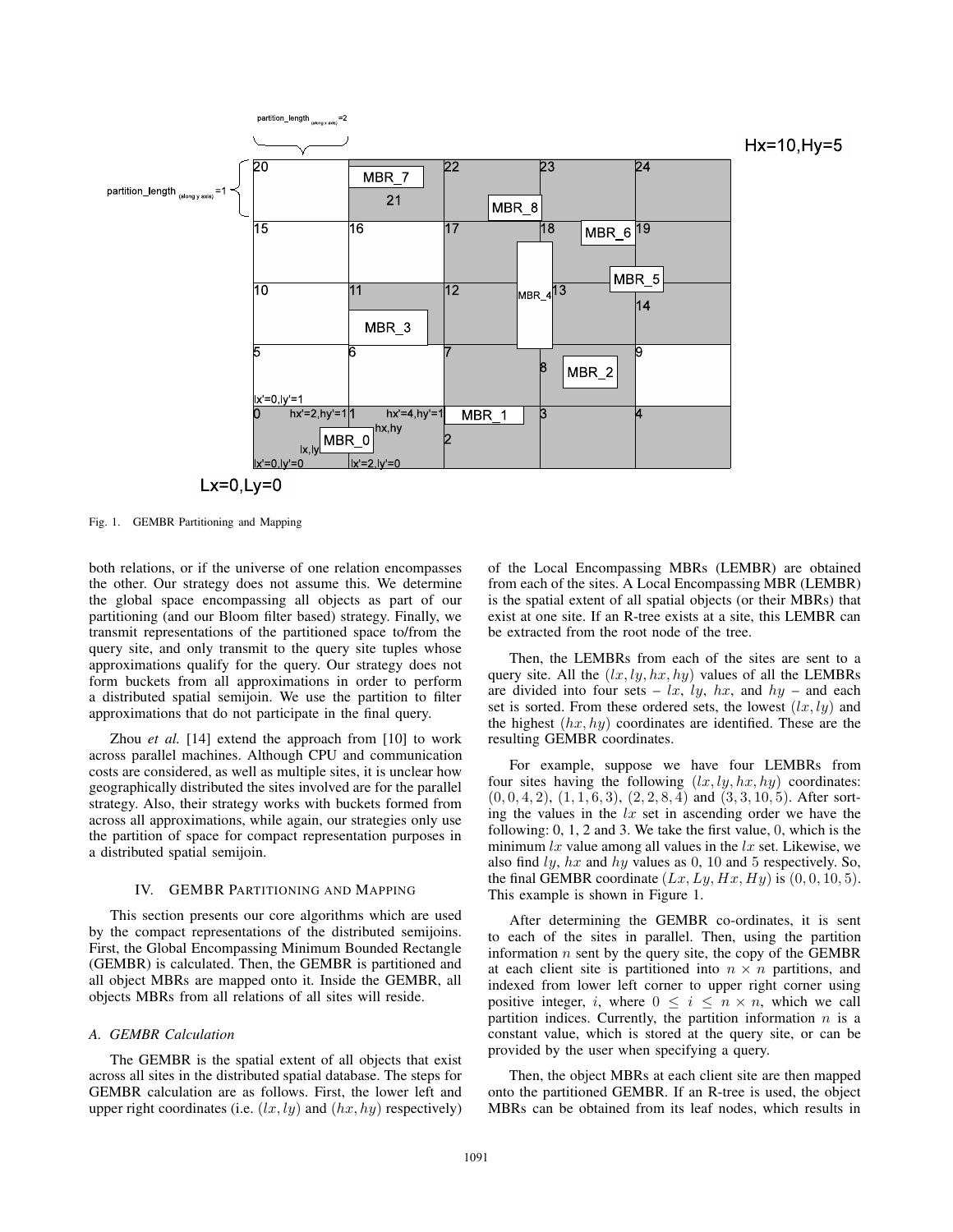partition_length (along x axis)=2

partition_length (along y axis)=1

Hx=10,Hy=5

20 21 22 23 24

15 16 17 18 19

10 11 12 13 14

5 6 7 8 9

0 1 2 3 4

MBR_7 MBR_8 MBR_6 MBR_5 MBR_4 MBR_3 MBR_2 MBR_1 MBR_0

lx'=0,ly'=1

hx'=2,hy'=1

hx'=4,hy'=1

hx,hy

lx,ly

lx'=0,ly'=0

lx'=2,ly'=0

Lx=0,Ly=0

Fig. 1. GEMBR Partitioning and Mapping

both relations, or if the universe of one relation encompasses the other. Our strategy does not assume this. We determine the global space encompassing all objects as part of our partitioning (and our Bloom filter based) strategy. Finally, we transmit representations of the partitioned space to/from the query site, and only transmit to the query site tuples whose approximations qualify for the query. Our strategy does not form buckets from all approximations in order to perform a distributed spatial semijoin. We use the partition to filter approximations that do not participate in the final query.

Zhou *et al.* [14] extend the approach from [10] to work across parallel machines. Although CPU and communication costs are considered, as well as multiple sites, it is unclear how geographically distributed the sites involved are for the parallel strategy. Also, their strategy works with buckets formed from across all approximations, while again, our strategies only use the partition of space for compact representation purposes in a distributed spatial semijoin.

## IV. GEMBR Partitioning and Mapping

This section presents our core algorithms which are used by the compact representations of the distributed semijoins. First, the Global Encompassing Minimum Bounded Rectangle (GEMBR) is calculated. Then, the GEMBR is partitioned and all object MBRs are mapped onto it. Inside the GEMBR, all objects MBRs from all relations of all sites will reside.

### A. GEMBR Calculation

The GEMBR is the spatial extent of all objects that exist across all sites in the distributed spatial database. The steps for GEMBR calculation are as follows. First, the lower left and upper right coordinates (i.e. $(lx, ly)$ and $(hx, hy)$ respectively) of the Local Encompassing MBRs (LEMBR) are obtained from each of the sites. A Local Encompassing MBR (LEMBR) is the spatial extent of all spatial objects (or their MBRs) that exist at one site. If an R-tree exists at a site, this LEMBR can be extracted from the root node of the tree.

Then, the LEMBRs from each of the sites are sent to a query site. All the $(lx, ly, hx, hy)$ values of all the LEMBRs are divided into four sets – $lx$, $ly$, $hx$, and $hy$ – and each set is sorted. From these ordered sets, the lowest $(lx, ly)$ and the highest $(hx, hy)$ coordinates are identified. These are the resulting GEMBR coordinates.

For example, suppose we have four LEMBRs from four sites having the following $(lx, ly, hx, hy)$ coordinates: $(0, 0, 4, 2)$, $(1, 1, 6, 3)$, $(2, 2, 8, 4)$ and $(3, 3, 10, 5)$. After sorting the values in the $lx$ set in ascending order we have the following: 0, 1, 2 and 3. We take the first value, $0$, which is the minimum $lx$ value among all values in the $lx$ set. Likewise, we also find $ly$, $hx$ and $hy$ values as $0$, $10$ and $5$ respectively. So, the final GEMBR coordinate $(Lx, Ly, Hx, Hy)$ is $(0, 0, 10, 5)$. This example is shown in Figure 1.

After determining the GEMBR co-ordinates, it is sent to each of the sites in parallel. Then, using the partition information $n$ sent by the query site, the copy of the GEMBR at each client site is partitioned into $n \times n$ partitions, and indexed from lower left corner to upper right corner using positive integer, $i$, where $0 \leq i \leq n \times n$, which we call partition indices. Currently, the partition information $n$ is a constant value, which is stored at the query site, or can be provided by the user when specifying a query.

Then, the object MBRs at each client site are then mapped onto the partitioned GEMBR. If an R-tree is used, the object MBRs can be obtained from its leaf nodes, which results in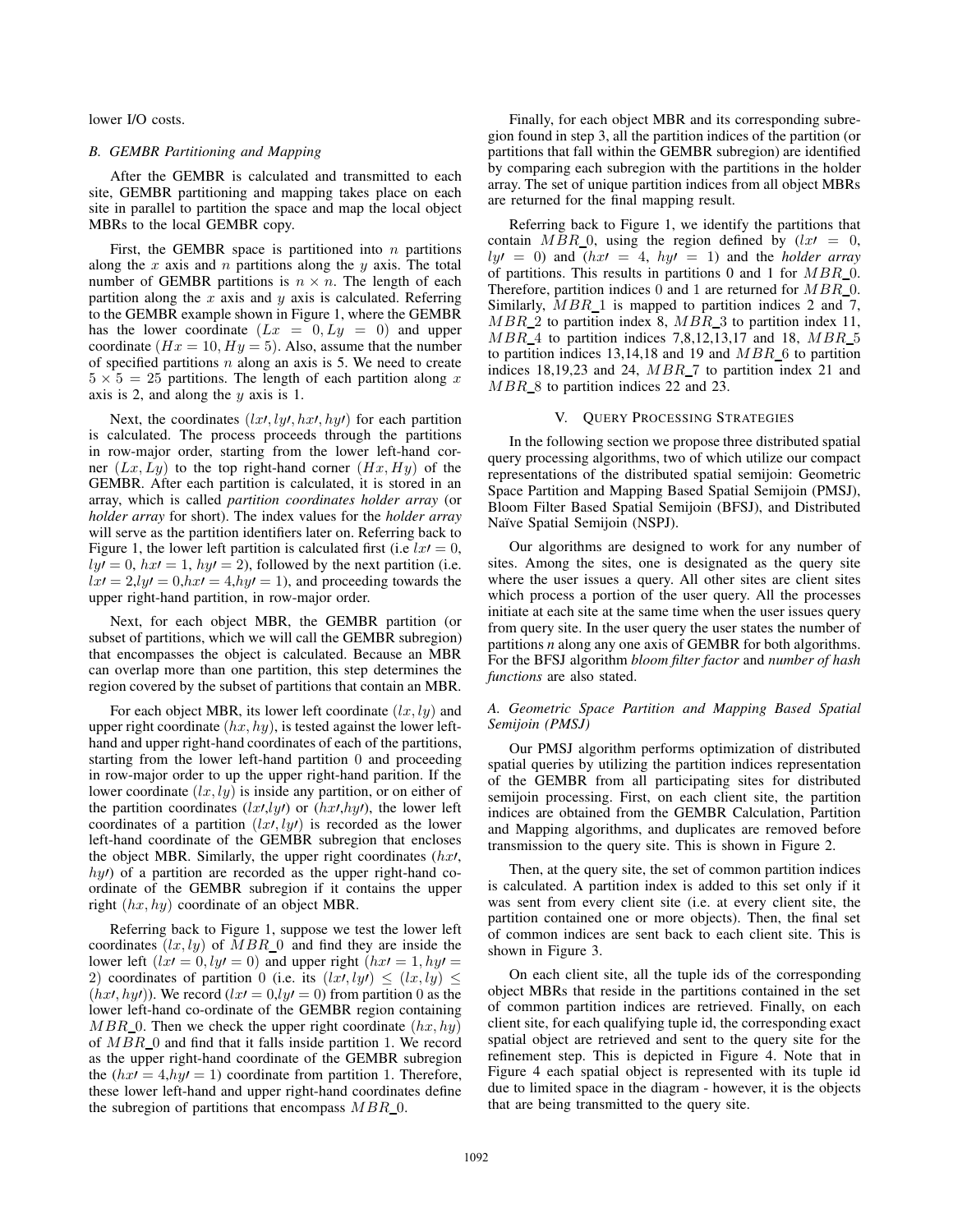lower I/O costs.

### B. GEMBR Partitioning and Mapping

After the GEMBR is calculated and transmitted to each site, GEMBR partitioning and mapping takes place on each site in parallel to partition the space and map the local object MBRs to the local GEMBR copy.

First, the GEMBR space is partitioned into $n$ partitions along the $x$ axis and $n$ partitions along the $y$ axis. The total number of GEMBR partitions is $n \times n$. The length of each partition along the $x$ axis and $y$ axis is calculated. Referring to the GEMBR example shown in Figure 1, where the GEMBR has the lower coordinate $(Lx = 0, Ly = 0)$ and upper coordinate $(Hx = 10, Hy = 5)$. Also, assume that the number of specified partitions $n$ along an axis is 5. We need to create $5 \times 5 = 25$ partitions. The length of each partition along $x$ axis is 2, and along the $y$ axis is 1.

Next, the coordinates $(lx\prime, ly\prime, hx\prime, hy\prime)$ for each partition is calculated. The process proceeds through the partitions in row-major order, starting from the lower left-hand corner $(Lx, Ly)$ to the top right-hand corner $(Hx, Hy)$ of the GEMBR. After each partition is calculated, it is stored in an array, which is called *partition coordinates holder array* (or *holder array* for short). The index values for the *holder array* will serve as the partition identifiers later on. Referring back to Figure 1, the lower left partition is calculated first (i.e $lx\prime = 0$, $ly\prime = 0$, $hx\prime = 1$, $hy\prime = 2$), followed by the next partition (i.e. $lx\prime = 2$,$ly\prime = 0$,$hx\prime = 4$,$hy\prime = 1$), and proceeding towards the upper right-hand partition, in row-major order.

Next, for each object MBR, the GEMBR partition (or subset of partitions, which we will call the GEMBR subregion) that encompasses the object is calculated. Because an MBR can overlap more than one partition, this step determines the region covered by the subset of partitions that contain an MBR.

For each object MBR, its lower left coordinate $(lx, ly)$ and upper right coordinate $(hx, hy)$, is tested against the lower left-hand and upper right-hand coordinates of each of the partitions, starting from the lower left-hand partition 0 and proceeding in row-major order to up the upper right-hand parition. If the lower coordinate $(lx, ly)$ is inside any partition, or on either of the partition coordinates ($lx\prime$,$ly\prime$) or ($hx\prime$,$hy\prime$), the lower left coordinates of a partition $(lx\prime, ly\prime)$ is recorded as the lower left-hand coordinate of the GEMBR subregion that encloses the object MBR. Similarly, the upper right coordinates ($hx\prime$, $hy\prime$) of a partition are recorded as the upper right-hand coordinate of the GEMBR subregion if it contains the upper right $(hx, hy)$ coordinate of an object MBR.

Referring back to Figure 1, suppose we test the lower left coordinates $(lx, ly)$ of $MBR\_0$ and find they are inside the lower left $(lx\prime = 0, ly\prime = 0)$ and upper right $(hx\prime = 1, hy\prime = 2)$ coordinates of partition 0 (i.e. its $(lx\prime, ly\prime) \leq (lx, ly) \leq (hx\prime, hy\prime)$). We record ($lx\prime = 0$,$ly\prime = 0$) from partition 0 as the lower left-hand co-ordinate of the GEMBR region containing $MBR\_0$. Then we check the upper right coordinate $(hx, hy)$ of $MBR\_0$ and find that it falls inside partition 1. We record as the upper right-hand coordinate of the GEMBR subregion the ($hx\prime = 4$,$hy\prime = 1$) coordinate from partition 1. Therefore, these lower left-hand and upper right-hand coordinates define the subregion of partitions that encompass $MBR\_0$.

Finally, for each object MBR and its corresponding subregion found in step 3, all the partition indices of the partition (or partitions that fall within the GEMBR subregion) are identified by comparing each subregion with the partitions in the holder array. The set of unique partition indices from all object MBRs are returned for the final mapping result.

Referring back to Figure 1, we identify the partitions that contain $MBR\_0$, using the region defined by ($lx\prime = 0$, $ly\prime = 0$) and ($hx\prime = 4$, $hy\prime = 1$) and the *holder array* of partitions. This results in partitions 0 and 1 for $MBR\_0$. Therefore, partition indices 0 and 1 are returned for $MBR\_0$. Similarly, $MBR\_1$ is mapped to partition indices 2 and 7, $MBR\_2$ to partition index 8, $MBR\_3$ to partition index 11, $MBR\_4$ to partition indices 7,8,12,13,17 and 18, $MBR\_5$ to partition indices 13,14,18 and 19 and $MBR\_6$ to partition indices 18,19,23 and 24, $MBR\_7$ to partition index 21 and $MBR\_8$ to partition indices 22 and 23.

## V. Query Processing Strategies

In the following section we propose three distributed spatial query processing algorithms, two of which utilize our compact representations of the distributed spatial semijoin: Geometric Space Partition and Mapping Based Spatial Semijoin (PMSJ), Bloom Filter Based Spatial Semijoin (BFSJ), and Distributed Naïve Spatial Semijoin (NSPJ).

Our algorithms are designed to work for any number of sites. Among the sites, one is designated as the query site where the user issues a query. All other sites are client sites which process a portion of the user query. All the processes initiate at each site at the same time when the user issues query from query site. In the user query the user states the number of partitions *n* along any one axis of GEMBR for both algorithms. For the BFSJ algorithm *bloom filter factor* and *number of hash functions* are also stated.

### A. Geometric Space Partition and Mapping Based Spatial Semijoin (PMSJ)

Our PMSJ algorithm performs optimization of distributed spatial queries by utilizing the partition indices representation of the GEMBR from all participating sites for distributed semijoin processing. First, on each client site, the partition indices are obtained from the GEMBR Calculation, Partition and Mapping algorithms, and duplicates are removed before transmission to the query site. This is shown in Figure 2.

Then, at the query site, the set of common partition indices is calculated. A partition index is added to this set only if it was sent from every client site (i.e. at every client site, the partition contained one or more objects). Then, the final set of common indices are sent back to each client site. This is shown in Figure 3.

On each client site, all the tuple ids of the corresponding object MBRs that reside in the partitions contained in the set of common partition indices are retrieved. Finally, on each client site, for each qualifying tuple id, the corresponding exact spatial object are retrieved and sent to the query site for the refinement step. This is depicted in Figure 4. Note that in Figure 4 each spatial object is represented with its tuple id due to limited space in the diagram - however, it is the objects that are being transmitted to the query site.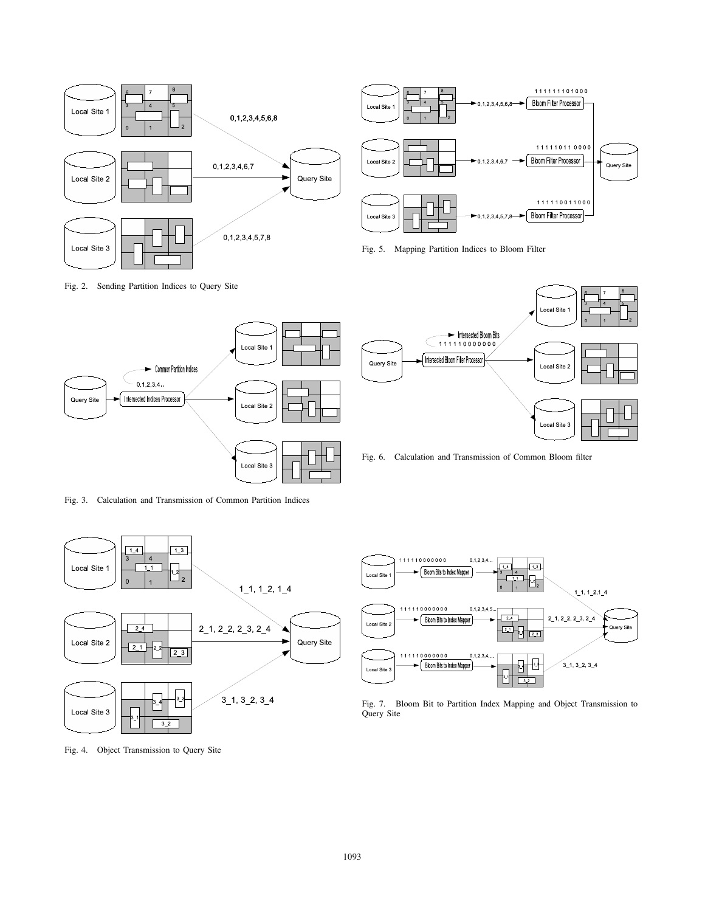Fig. 2. Sending Partition Indices to Query Site

Fig. 3. Calculation and Transmission of Common Partition Indices

Fig. 4. Object Transmission to Query Site

Fig. 5. Mapping Partition Indices to Bloom Filter

Fig. 6. Calculation and Transmission of Common Bloom filter

Fig. 7. Bloom Bit to Partition Index Mapping and Object Transmission to Query Site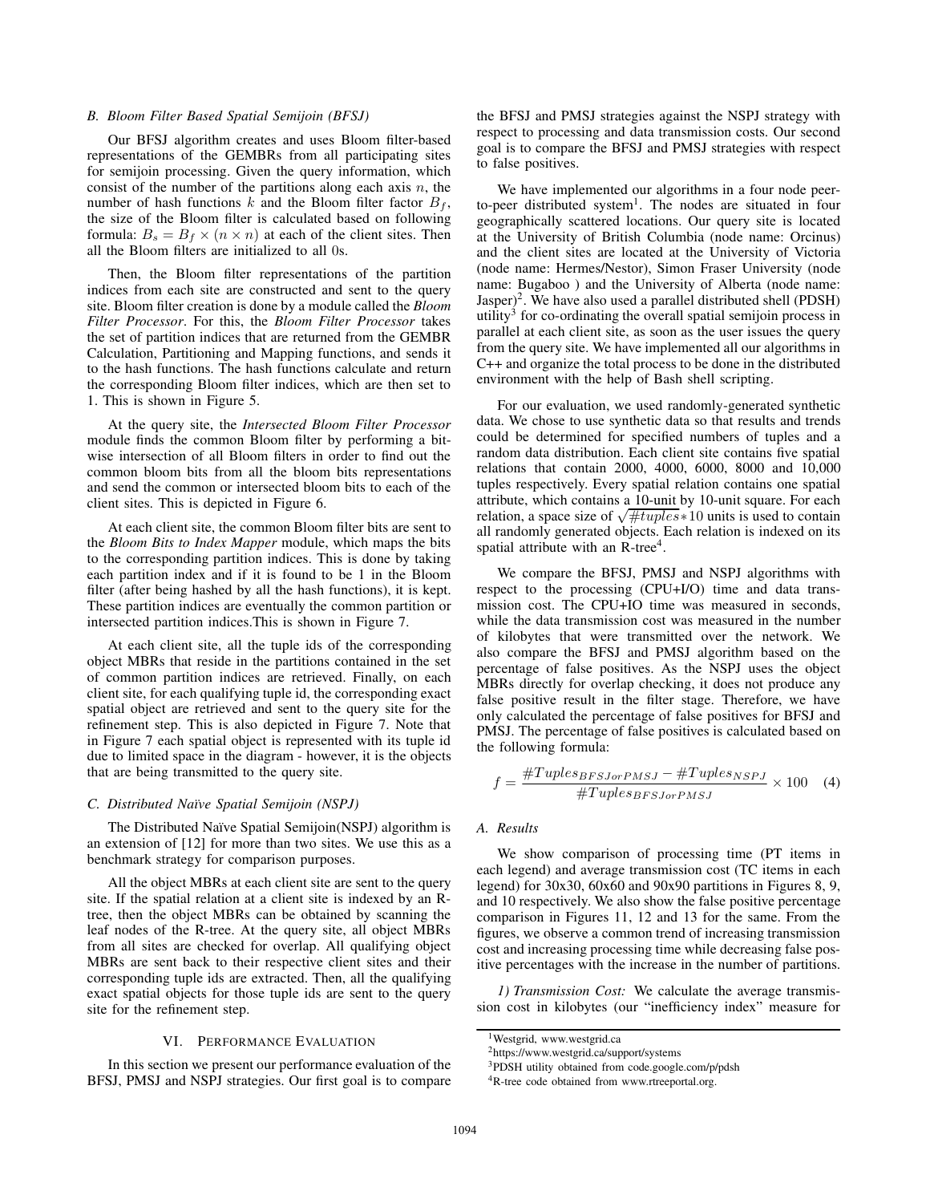### B. Bloom Filter Based Spatial Semijoin (BFSJ)

Our BFSJ algorithm creates and uses Bloom filter-based representations of the GEMBRs from all participating sites for semijoin processing. Given the query information, which consist of the number of the partitions along each axis $n$, the number of hash functions $k$ and the Bloom filter factor $B_f$, the size of the Bloom filter is calculated based on following formula: $B_s = B_f \times (n \times n)$ at each of the client sites. Then all the Bloom filters are initialized to all 0s.

Then, the Bloom filter representations of the partition indices from each site are constructed and sent to the query site. Bloom filter creation is done by a module called the *Bloom Filter Processor*. For this, the *Bloom Filter Processor* takes the set of partition indices that are returned from the GEMBR Calculation, Partitioning and Mapping functions, and sends it to the hash functions. The hash functions calculate and return the corresponding Bloom filter indices, which are then set to 1. This is shown in Figure 5.

At the query site, the *Intersected Bloom Filter Processor* module finds the common Bloom filter by performing a bitwise intersection of all Bloom filters in order to find out the common bloom bits from all the bloom bits representations and send the common or intersected bloom bits to each of the client sites. This is depicted in Figure 6.

At each client site, the common Bloom filter bits are sent to the *Bloom Bits to Index Mapper* module, which maps the bits to the corresponding partition indices. This is done by taking each partition index and if it is found to be 1 in the Bloom filter (after being hashed by all the hash functions), it is kept. These partition indices are eventually the common partition or intersected partition indices.This is shown in Figure 7.

At each client site, all the tuple ids of the corresponding object MBRs that reside in the partitions contained in the set of common partition indices are retrieved. Finally, on each client site, for each qualifying tuple id, the corresponding exact spatial object are retrieved and sent to the query site for the refinement step. This is also depicted in Figure 7. Note that in Figure 7 each spatial object is represented with its tuple id due to limited space in the diagram - however, it is the objects that are being transmitted to the query site.

### C. Distributed Naïve Spatial Semijoin (NSPJ)

The Distributed Naïve Spatial Semijoin(NSPJ) algorithm is an extension of [12] for more than two sites. We use this as a benchmark strategy for comparison purposes.

All the object MBRs at each client site are sent to the query site. If the spatial relation at a client site is indexed by an R-tree, then the object MBRs can be obtained by scanning the leaf nodes of the R-tree. At the query site, all object MBRs from all sites are checked for overlap. All qualifying object MBRs are sent back to their respective client sites and their corresponding tuple ids are extracted. Then, all the qualifying exact spatial objects for those tuple ids are sent to the query site for the refinement step.

## VI. Performance Evaluation

In this section we present our performance evaluation of the BFSJ, PMSJ and NSPJ strategies. Our first goal is to compare the BFSJ and PMSJ strategies against the NSPJ strategy with respect to processing and data transmission costs. Our second goal is to compare the BFSJ and PMSJ strategies with respect to false positives.

We have implemented our algorithms in a four node peer-to-peer distributed system[1]. The nodes are situated in four geographically scattered locations. Our query site is located at the University of British Columbia (node name: Orcinus) and the client sites are located at the University of Victoria (node name: Hermes/Nestor), Simon Fraser University (node name: Bugaboo ) and the University of Alberta (node name: Jasper)[2]. We have also used a parallel distributed shell (PDSH) utility[3] for co-ordinating the overall spatial semijoin process in parallel at each client site, as soon as the user issues the query from the query site. We have implemented all our algorithms in C++ and organize the total process to be done in the distributed environment with the help of Bash shell scripting.

For our evaluation, we used randomly-generated synthetic data. We chose to use synthetic data so that results and trends could be determined for specified numbers of tuples and a random data distribution. Each client site contains five spatial relations that contain 2000, 4000, 6000, 8000 and 10,000 tuples respectively. Every spatial relation contains one spatial attribute, which contains a 10-unit by 10-unit square. For each relation, a space size of $\sqrt{\#tuples} * 10$ units is used to contain all randomly generated objects. Each relation is indexed on its spatial attribute with an R-tree[4].

We compare the BFSJ, PMSJ and NSPJ algorithms with respect to the processing (CPU+I/O) time and data transmission cost. The CPU+IO time was measured in seconds, while the data transmission cost was measured in the number of kilobytes that were transmitted over the network. We also compare the BFSJ and PMSJ algorithm based on the percentage of false positives. As the NSPJ uses the object MBRs directly for overlap checking, it does not produce any false positive result in the filter stage. Therefore, we have only calculated the percentage of false positives for BFSJ and PMSJ. The percentage of false positives is calculated based on the following formula:

$$f = \frac{\#Tuples_{BFSJorPMSJ} - \#Tuples_{NSPJ}}{\#Tuples_{BFSJorPMSJ}} \times 100 \quad (4)$$

### A. Results

We show comparison of processing time (PT items in each legend) and average transmission cost (TC items in each legend) for 30x30, 60x60 and 90x90 partitions in Figures 8, 9, and 10 respectively. We also show the false positive percentage comparison in Figures 11, 12 and 13 for the same. From the figures, we observe a common trend of increasing transmission cost and increasing processing time while decreasing false positive percentages with the increase in the number of partitions.

*1) Transmission Cost:* We calculate the average transmission cost in kilobytes (our "inefficiency index" measure for

[1] Westgrid, www.westgrid.ca

[2] https://www.westgrid.ca/support/systems

[3] PDSH utility obtained from code.google.com/p/pdsh

[4] R-tree code obtained from www.rtreeportal.org.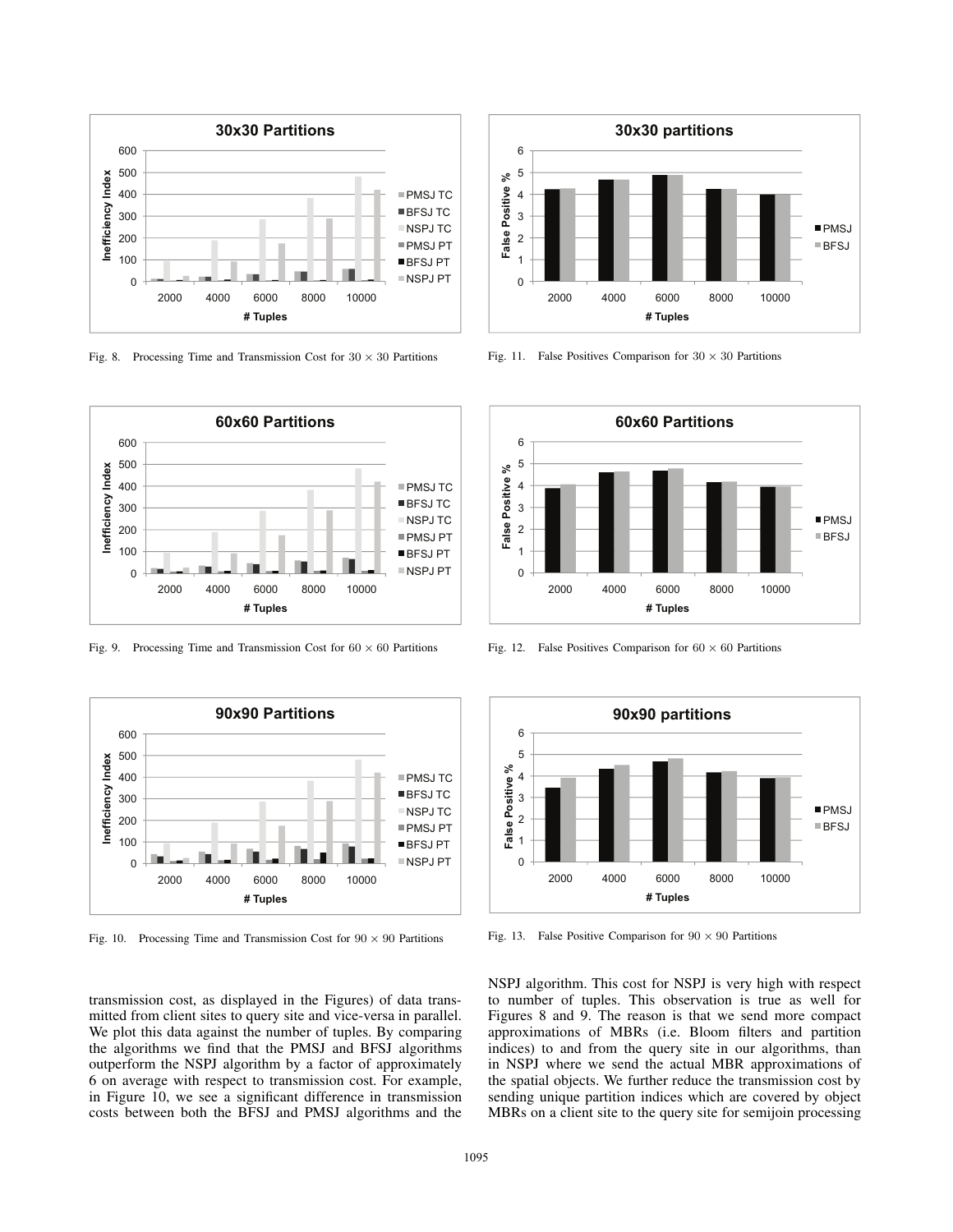Fig. 8. Processing Time and Transmission Cost for $30 \times 30$ Partitions

Fig. 11. False Positives Comparison for $30 \times 30$ Partitions

Fig. 9. Processing Time and Transmission Cost for $60 \times 60$ Partitions

Fig. 12. False Positives Comparison for $60 \times 60$ Partitions

Fig. 10. Processing Time and Transmission Cost for $90 \times 90$ Partitions

Fig. 13. False Positive Comparison for $90 \times 90$ Partitions

transmission cost, as displayed in the Figures) of data transmitted from client sites to query site and vice-versa in parallel. We plot this data against the number of tuples. By comparing the algorithms we find that the PMSJ and BFSJ algorithms outperform the NSPJ algorithm by a factor of approximately 6 on average with respect to transmission cost. For example, in Figure 10, we see a significant difference in transmission costs between both the BFSJ and PMSJ algorithms and the NSPJ algorithm. This cost for NSPJ is very high with respect to number of tuples. This observation is true as well for Figures 8 and 9. The reason is that we send more compact approximations of MBRs (i.e. Bloom filters and partition indices) to and from the query site in our algorithms, than in NSPJ where we send the actual MBR approximations of the spatial objects. We further reduce the transmission cost by sending unique partition indices which are covered by object MBRs on a client site to the query site for semijoin processing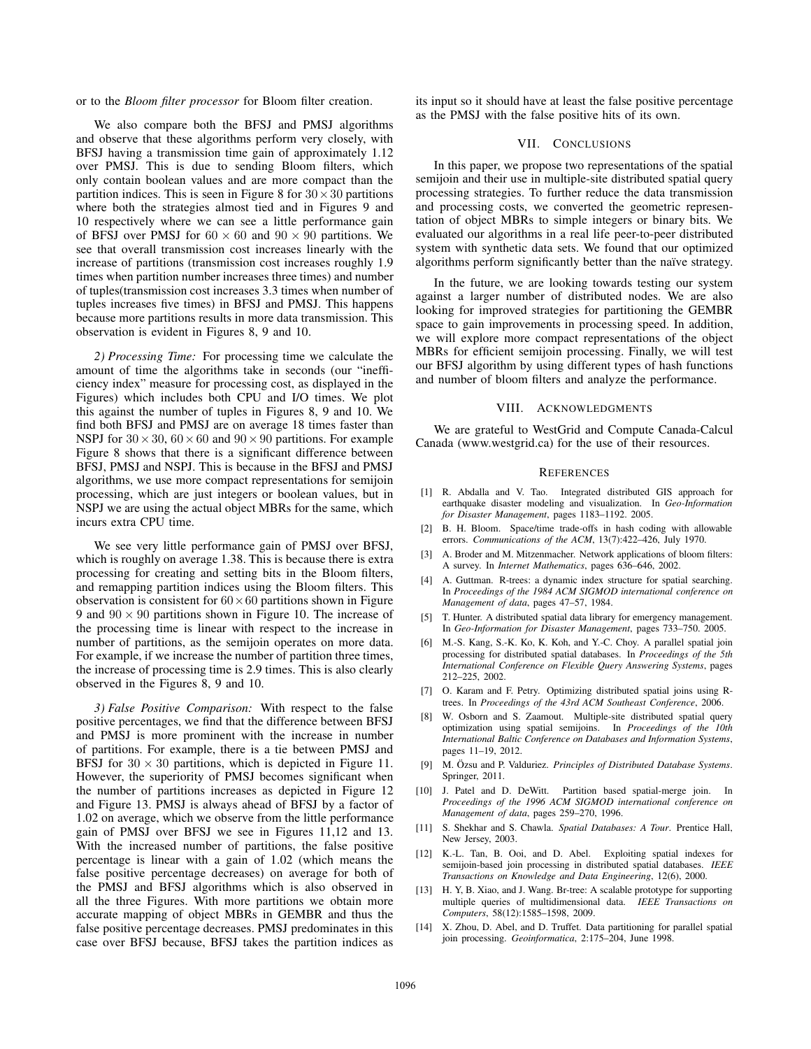or to the *Bloom filter processor* for Bloom filter creation.

We also compare both the BFSJ and PMSJ algorithms and observe that these algorithms perform very closely, with BFSJ having a transmission time gain of approximately 1.12 over PMSJ. This is due to sending Bloom filters, which only contain boolean values and are more compact than the partition indices. This is seen in Figure 8 for $30 \times 30$ partitions where both the strategies almost tied and in Figures 9 and 10 respectively where we can see a little performance gain of BFSJ over PMSJ for $60 \times 60$ and $90 \times 90$ partitions. We see that overall transmission cost increases linearly with the increase of partitions (transmission cost increases roughly 1.9 times when partition number increases three times) and number of tuples(transmission cost increases 3.3 times when number of tuples increases five times) in BFSJ and PMSJ. This happens because more partitions results in more data transmission. This observation is evident in Figures 8, 9 and 10.

*2) Processing Time:* For processing time we calculate the amount of time the algorithms take in seconds (our "inefficiency index" measure for processing cost, as displayed in the Figures) which includes both CPU and I/O times. We plot this against the number of tuples in Figures 8, 9 and 10. We find both BFSJ and PMSJ are on average 18 times faster than NSPJ for $30 \times 30$, $60 \times 60$ and $90 \times 90$ partitions. For example Figure 8 shows that there is a significant difference between BFSJ, PMSJ and NSPJ. This is because in the BFSJ and PMSJ algorithms, we use more compact representations for semijoin processing, which are just integers or boolean values, but in NSPJ we are using the actual object MBRs for the same, which incurs extra CPU time.

We see very little performance gain of PMSJ over BFSJ, which is roughly on average 1.38. This is because there is extra processing for creating and setting bits in the Bloom filters, and remapping partition indices using the Bloom filters. This observation is consistent for $60 \times 60$ partitions shown in Figure 9 and $90 \times 90$ partitions shown in Figure 10. The increase of the processing time is linear with respect to the increase in number of partitions, as the semijoin operates on more data. For example, if we increase the number of partition three times, the increase of processing time is 2.9 times. This is also clearly observed in the Figures 8, 9 and 10.

*3) False Positive Comparison:* With respect to the false positive percentages, we find that the difference between BFSJ and PMSJ is more prominent with the increase in number of partitions. For example, there is a tie between PMSJ and BFSJ for $30 \times 30$ partitions, which is depicted in Figure 11. However, the superiority of PMSJ becomes significant when the number of partitions increases as depicted in Figure 12 and Figure 13. PMSJ is always ahead of BFSJ by a factor of 1.02 on average, which we observe from the little performance gain of PMSJ over BFSJ we see in Figures 11,12 and 13. With the increased number of partitions, the false positive percentage is linear with a gain of 1.02 (which means the false positive percentage decreases) on average for both of the PMSJ and BFSJ algorithms which is also observed in all the three Figures. With more partitions we obtain more accurate mapping of object MBRs in GEMBR and thus the false positive percentage decreases. PMSJ predominates in this case over BFSJ because, BFSJ takes the partition indices as its input so it should have at least the false positive percentage as the PMSJ with the false positive hits of its own.

## VII. Conclusions

In this paper, we propose two representations of the spatial semijoin and their use in multiple-site distributed spatial query processing strategies. To further reduce the data transmission and processing costs, we converted the geometric representation of object MBRs to simple integers or binary bits. We evaluated our algorithms in a real life peer-to-peer distributed system with synthetic data sets. We found that our optimized algorithms perform significantly better than the naïve strategy.

In the future, we are looking towards testing our system against a larger number of distributed nodes. We are also looking for improved strategies for partitioning the GEMBR space to gain improvements in processing speed. In addition, we will explore more compact representations of the object MBRs for efficient semijoin processing. Finally, we will test our BFSJ algorithm by using different types of hash functions and number of bloom filters and analyze the performance.

## VIII. Acknowledgments

We are grateful to WestGrid and Compute Canada-Calcul Canada (www.westgrid.ca) for the use of their resources.

## References

[1] R. Abdalla and V. Tao. Integrated distributed GIS approach for earthquake disaster modeling and visualization. In *Geo-Information for Disaster Management*, pages 1183–1192. 2005.

[2] B. H. Bloom. Space/time trade-offs in hash coding with allowable errors. *Communications of the ACM*, 13(7):422–426, July 1970.

[3] A. Broder and M. Mitzenmacher. Network applications of bloom filters: A survey. In *Internet Mathematics*, pages 636–646, 2002.

[4] A. Guttman. R-trees: a dynamic index structure for spatial searching. In *Proceedings of the 1984 ACM SIGMOD international conference on Management of data*, pages 47–57, 1984.

[5] T. Hunter. A distributed spatial data library for emergency management. In *Geo-Information for Disaster Management*, pages 733–750. 2005.

[6] M.-S. Kang, S.-K. Ko, K. Koh, and Y.-C. Choy. A parallel spatial join processing for distributed spatial databases. In *Proceedings of the 5th International Conference on Flexible Query Answering Systems*, pages 212–225, 2002.

[7] O. Karam and F. Petry. Optimizing distributed spatial joins using R-trees. In *Proceedings of the 43rd ACM Southeast Conference*, 2006.

[8] W. Osborn and S. Zaamout. Multiple-site distributed spatial query optimization using spatial semijoins. In *Proceedings of the 10th International Baltic Conference on Databases and Information Systems*, pages 11–19, 2012.

[9] M. Özsu and P. Valduriez. *Principles of Distributed Database Systems*. Springer, 2011.

[10] J. Patel and D. DeWitt. Partition based spatial-merge join. In *Proceedings of the 1996 ACM SIGMOD international conference on Management of data*, pages 259–270, 1996.

[11] S. Shekhar and S. Chawla. *Spatial Databases: A Tour*. Prentice Hall, New Jersey, 2003.

[12] K.-L. Tan, B. Ooi, and D. Abel. Exploiting spatial indexes for semijoin-based join processing in distributed spatial databases. *IEEE Transactions on Knowledge and Data Engineering*, 12(6), 2000.

[13] H. Y, B. Xiao, and J. Wang. Br-tree: A scalable prototype for supporting multiple queries of multidimensional data. *IEEE Transactions on Computers*, 58(12):1585–1598, 2009.

[14] X. Zhou, D. Abel, and D. Truffet. Data partitioning for parallel spatial join processing. *Geoinformatica*, 2:175–204, June 1998.